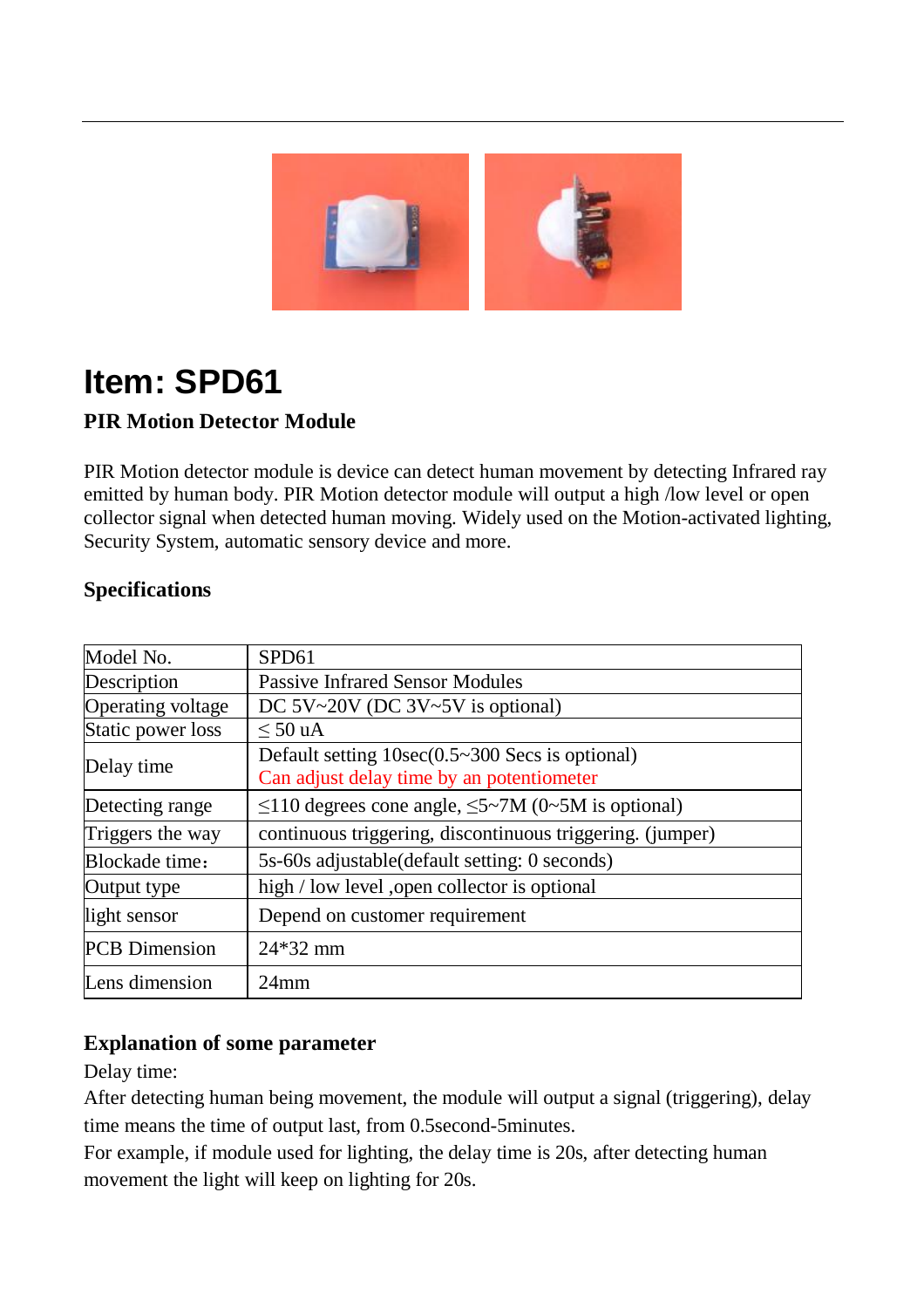# Item: SPD61

**PIR Motion Detector Module**

PIR Motion detector module is device can detect human movement by detecting Infrared ray emitted by human body. PIR Motion detector module will output a high /low level or open collector signal when detected human moving. Widely used on the Motion-activated lighting, Security System, automatic sensory device and more.

**Specifications**

| Model No. | SPD61 |
|---|---|
| Description | Passive Infrared Sensor Modules |
| Operating voltage | DC 5V~20V (DC 3V~5V is optional) |
| Static power loss | ≤ 50 uA |
| Delay time | Default setting 10sec(0.5~300 Secs is optional) Can adjust delay time by an potentiometer |
| Detecting range | ≤110 degrees cone angle, ≤5~7M (0~5M is optional) |
| Triggers the way | continuous triggering, discontinuous triggering. (jumper) |
| Blockade time： | 5s-60s adjustable(default setting: 0 seconds) |
| Output type | high / low level ,open collector is optional |
| light sensor | Depend on customer requirement |
| PCB Dimension | 24*32 mm |
| Lens dimension | 24mm |

**Explanation of some parameter**

Delay time:

After detecting human being movement, the module will output a signal (triggering), delay time means the time of output last, from 0.5second-5minutes.

For example, if module used for lighting, the delay time is 20s, after detecting human movement the light will keep on lighting for 20s.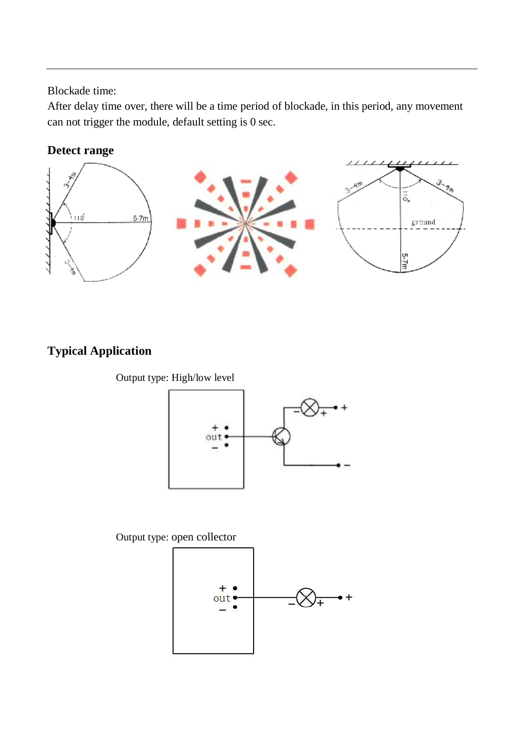Blockade time:

After delay time over, there will be a time period of blockade, in this period, any movement can not trigger the module, default setting is 0 sec.

## Detect range

## Typical Application

Output type: High/low level

Output type: open collector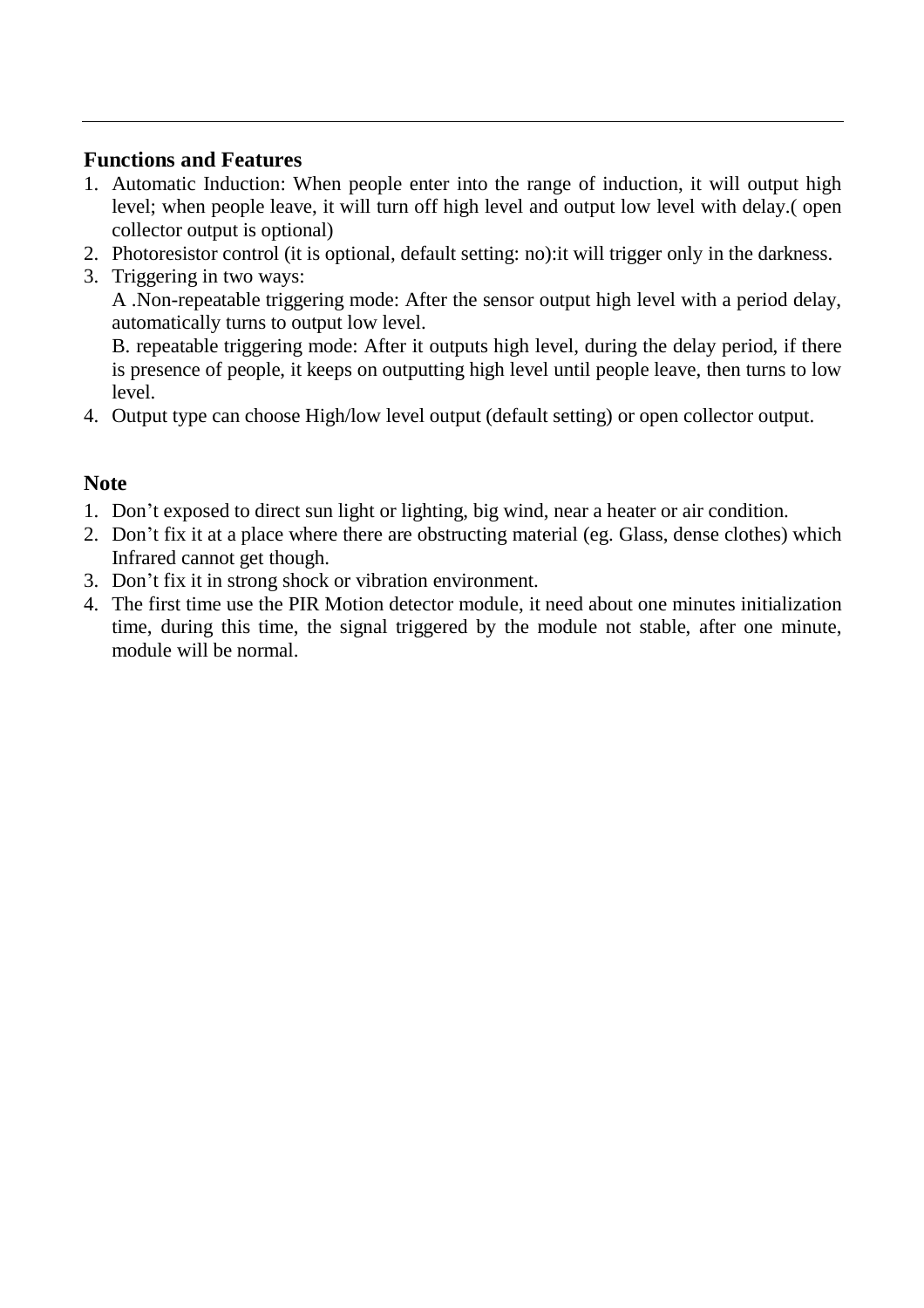## Functions and Features

1. Automatic Induction: When people enter into the range of induction, it will output high level; when people leave, it will turn off high level and output low level with delay.( open collector output is optional)
2. Photoresistor control (it is optional, default setting: no):it will trigger only in the darkness.
3. Triggering in two ways:

   A .Non-repeatable triggering mode: After the sensor output high level with a period delay, automatically turns to output low level.

   B. repeatable triggering mode: After it outputs high level, during the delay period, if there is presence of people, it keeps on outputting high level until people leave, then turns to low level.
4. Output type can choose High/low level output (default setting) or open collector output.

## Note

1. Don't exposed to direct sun light or lighting, big wind, near a heater or air condition.
2. Don't fix it at a place where there are obstructing material (eg. Glass, dense clothes) which Infrared cannot get though.
3. Don't fix it in strong shock or vibration environment.
4. The first time use the PIR Motion detector module, it need about one minutes initialization time, during this time, the signal triggered by the module not stable, after one minute, module will be normal.